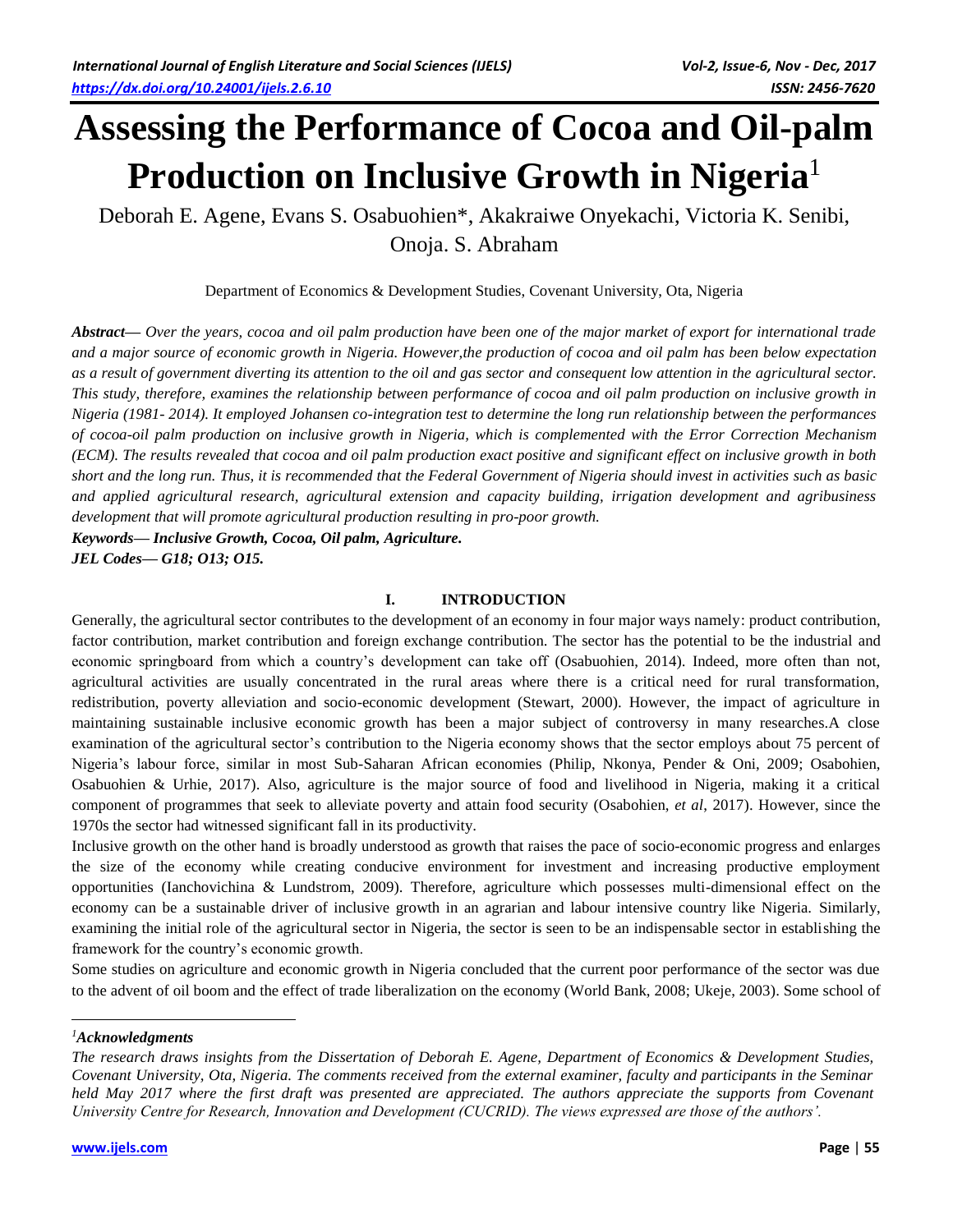# Assessing the Performance of Cocoa and Oil-palm Production on Inclusive Growth in Nigeria[1]

Deborah E. Agene, Evans S. Osabuohien*, Akakraiwe Onyekachi, Victoria K. Senibi, Onoja. S. Abraham

Department of Economics & Development Studies, Covenant University, Ota, Nigeria

***Abstract*****—** *Over the years, cocoa and oil palm production have been one of the major market of export for international trade and a major source of economic growth in Nigeria. However,the production of cocoa and oil palm has been below expectation as a result of government diverting its attention to the oil and gas sector and consequent low attention in the agricultural sector. This study, therefore, examines the relationship between performance of cocoa and oil palm production on inclusive growth in Nigeria (1981- 2014). It employed Johansen co-integration test to determine the long run relationship between the performances of cocoa-oil palm production on inclusive growth in Nigeria, which is complemented with the Error Correction Mechanism (ECM). The results revealed that cocoa and oil palm production exact positive and significant effect on inclusive growth in both short and the long run. Thus, it is recommended that the Federal Government of Nigeria should invest in activities such as basic and applied agricultural research, agricultural extension and capacity building, irrigation development and agribusiness development that will promote agricultural production resulting in pro-poor growth.*

***Keywords— Inclusive Growth, Cocoa, Oil palm, Agriculture.***

***JEL Codes— G18; O13; O15.***

## I. INTRODUCTION

Generally, the agricultural sector contributes to the development of an economy in four major ways namely: product contribution, factor contribution, market contribution and foreign exchange contribution. The sector has the potential to be the industrial and economic springboard from which a country's development can take off (Osabuohien, 2014). Indeed, more often than not, agricultural activities are usually concentrated in the rural areas where there is a critical need for rural transformation, redistribution, poverty alleviation and socio-economic development (Stewart, 2000). However, the impact of agriculture in maintaining sustainable inclusive economic growth has been a major subject of controversy in many researches.A close examination of the agricultural sector's contribution to the Nigeria economy shows that the sector employs about 75 percent of Nigeria's labour force, similar in most Sub-Saharan African economies (Philip, Nkonya, Pender & Oni, 2009; Osabohien, Osabuohien & Urhie, 2017). Also, agriculture is the major source of food and livelihood in Nigeria, making it a critical component of programmes that seek to alleviate poverty and attain food security (Osabohien, *et al*, 2017). However, since the 1970s the sector had witnessed significant fall in its productivity.

Inclusive growth on the other hand is broadly understood as growth that raises the pace of socio-economic progress and enlarges the size of the economy while creating conducive environment for investment and increasing productive employment opportunities (Ianchovichina & Lundstrom, 2009). Therefore, agriculture which possesses multi-dimensional effect on the economy can be a sustainable driver of inclusive growth in an agrarian and labour intensive country like Nigeria. Similarly, examining the initial role of the agricultural sector in Nigeria, the sector is seen to be an indispensable sector in establishing the framework for the country's economic growth.

Some studies on agriculture and economic growth in Nigeria concluded that the current poor performance of the sector was due to the advent of oil boom and the effect of trade liberalization on the economy (World Bank, 2008; Ukeje, 2003). Some school of

---

[1]***Acknowledgments***

*The research draws insights from the Dissertation of Deborah E. Agene, Department of Economics & Development Studies, Covenant University, Ota, Nigeria. The comments received from the external examiner, faculty and participants in the Seminar held May 2017 where the first draft was presented are appreciated. The authors appreciate the supports from Covenant University Centre for Research, Innovation and Development (CUCRID). The views expressed are those of the authors'.*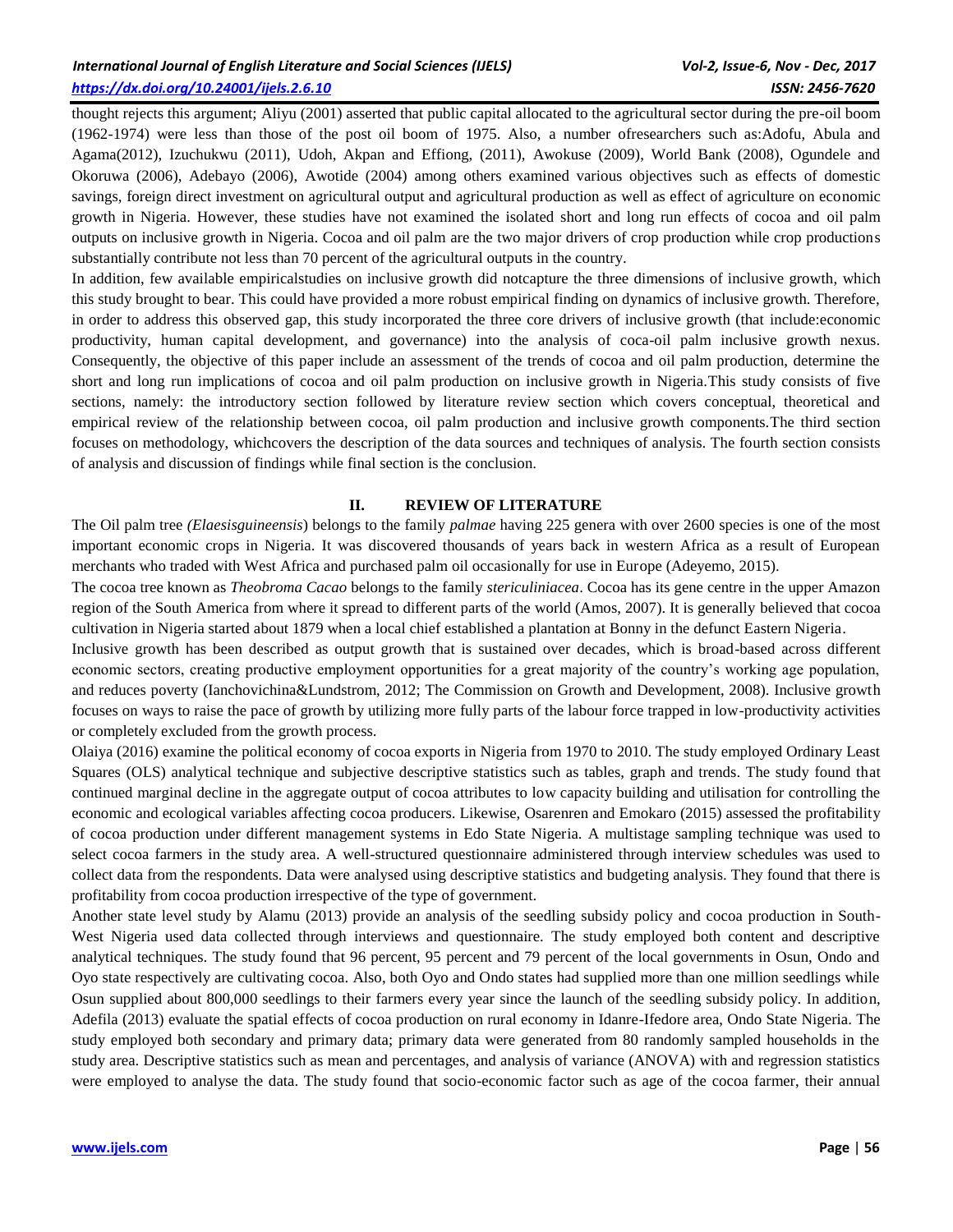thought rejects this argument; Aliyu (2001) asserted that public capital allocated to the agricultural sector during the pre-oil boom (1962-1974) were less than those of the post oil boom of 1975. Also, a number ofresearchers such as:Adofu, Abula and Agama(2012), Izuchukwu (2011), Udoh, Akpan and Effiong, (2011), Awokuse (2009), World Bank (2008), Ogundele and Okoruwa (2006), Adebayo (2006), Awotide (2004) among others examined various objectives such as effects of domestic savings, foreign direct investment on agricultural output and agricultural production as well as effect of agriculture on economic growth in Nigeria. However, these studies have not examined the isolated short and long run effects of cocoa and oil palm outputs on inclusive growth in Nigeria. Cocoa and oil palm are the two major drivers of crop production while crop productions substantially contribute not less than 70 percent of the agricultural outputs in the country.

In addition, few available empiricalstudies on inclusive growth did notcapture the three dimensions of inclusive growth, which this study brought to bear. This could have provided a more robust empirical finding on dynamics of inclusive growth. Therefore, in order to address this observed gap, this study incorporated the three core drivers of inclusive growth (that include:economic productivity, human capital development, and governance) into the analysis of coca-oil palm inclusive growth nexus. Consequently, the objective of this paper include an assessment of the trends of cocoa and oil palm production, determine the short and long run implications of cocoa and oil palm production on inclusive growth in Nigeria.This study consists of five sections, namely: the introductory section followed by literature review section which covers conceptual, theoretical and empirical review of the relationship between cocoa, oil palm production and inclusive growth components.The third section focuses on methodology, whichcovers the description of the data sources and techniques of analysis. The fourth section consists of analysis and discussion of findings while final section is the conclusion.

## II. REVIEW OF LITERATURE

The Oil palm tree *(Elaesisguineensis*) belongs to the family *palmae* having 225 genera with over 2600 species is one of the most important economic crops in Nigeria. It was discovered thousands of years back in western Africa as a result of European merchants who traded with West Africa and purchased palm oil occasionally for use in Europe (Adeyemo, 2015).

The cocoa tree known as *Theobroma Cacao* belongs to the family *stericuliniacea*. Cocoa has its gene centre in the upper Amazon region of the South America from where it spread to different parts of the world (Amos, 2007). It is generally believed that cocoa cultivation in Nigeria started about 1879 when a local chief established a plantation at Bonny in the defunct Eastern Nigeria.

Inclusive growth has been described as output growth that is sustained over decades, which is broad-based across different economic sectors, creating productive employment opportunities for a great majority of the country's working age population, and reduces poverty (Ianchovichina&Lundstrom, 2012; The Commission on Growth and Development, 2008). Inclusive growth focuses on ways to raise the pace of growth by utilizing more fully parts of the labour force trapped in low-productivity activities or completely excluded from the growth process.

Olaiya (2016) examine the political economy of cocoa exports in Nigeria from 1970 to 2010. The study employed Ordinary Least Squares (OLS) analytical technique and subjective descriptive statistics such as tables, graph and trends. The study found that continued marginal decline in the aggregate output of cocoa attributes to low capacity building and utilisation for controlling the economic and ecological variables affecting cocoa producers. Likewise, Osarenren and Emokaro (2015) assessed the profitability of cocoa production under different management systems in Edo State Nigeria. A multistage sampling technique was used to select cocoa farmers in the study area. A well-structured questionnaire administered through interview schedules was used to collect data from the respondents. Data were analysed using descriptive statistics and budgeting analysis. They found that there is profitability from cocoa production irrespective of the type of government.

Another state level study by Alamu (2013) provide an analysis of the seedling subsidy policy and cocoa production in South-West Nigeria used data collected through interviews and questionnaire. The study employed both content and descriptive analytical techniques. The study found that 96 percent, 95 percent and 79 percent of the local governments in Osun, Ondo and Oyo state respectively are cultivating cocoa. Also, both Oyo and Ondo states had supplied more than one million seedlings while Osun supplied about 800,000 seedlings to their farmers every year since the launch of the seedling subsidy policy. In addition, Adefila (2013) evaluate the spatial effects of cocoa production on rural economy in Idanre-Ifedore area, Ondo State Nigeria. The study employed both secondary and primary data; primary data were generated from 80 randomly sampled households in the study area. Descriptive statistics such as mean and percentages, and analysis of variance (ANOVA) with and regression statistics were employed to analyse the data. The study found that socio-economic factor such as age of the cocoa farmer, their annual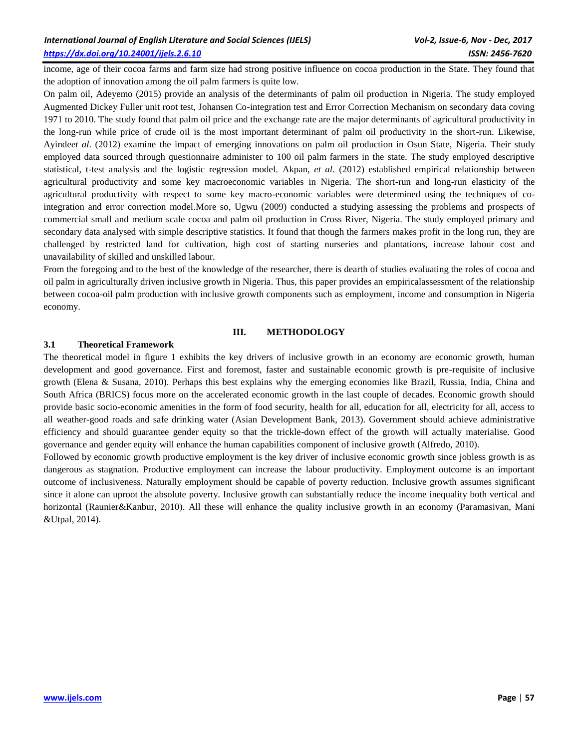income, age of their cocoa farms and farm size had strong positive influence on cocoa production in the State. They found that the adoption of innovation among the oil palm farmers is quite low.

On palm oil, Adeyemo (2015) provide an analysis of the determinants of palm oil production in Nigeria. The study employed Augmented Dickey Fuller unit root test, Johansen Co-integration test and Error Correction Mechanism on secondary data coving 1971 to 2010. The study found that palm oil price and the exchange rate are the major determinants of agricultural productivity in the long-run while price of crude oil is the most important determinant of palm oil productivity in the short-run. Likewise, Ayinde*et al*. (2012) examine the impact of emerging innovations on palm oil production in Osun State, Nigeria. Their study employed data sourced through questionnaire administer to 100 oil palm farmers in the state. The study employed descriptive statistical, t-test analysis and the logistic regression model. Akpan, *et al*. (2012) established empirical relationship between agricultural productivity and some key macroeconomic variables in Nigeria. The short-run and long-run elasticity of the agricultural productivity with respect to some key macro-economic variables were determined using the techniques of co-integration and error correction model.More so, Ugwu (2009) conducted a studying assessing the problems and prospects of commercial small and medium scale cocoa and palm oil production in Cross River, Nigeria. The study employed primary and secondary data analysed with simple descriptive statistics. It found that though the farmers makes profit in the long run, they are challenged by restricted land for cultivation, high cost of starting nurseries and plantations, increase labour cost and unavailability of skilled and unskilled labour.

From the foregoing and to the best of the knowledge of the researcher, there is dearth of studies evaluating the roles of cocoa and oil palm in agriculturally driven inclusive growth in Nigeria. Thus, this paper provides an empiricalassessment of the relationship between cocoa-oil palm production with inclusive growth components such as employment, income and consumption in Nigeria economy.

## III. METHODOLOGY

### 3.1 Theoretical Framework

The theoretical model in figure 1 exhibits the key drivers of inclusive growth in an economy are economic growth, human development and good governance. First and foremost, faster and sustainable economic growth is pre-requisite of inclusive growth (Elena & Susana, 2010). Perhaps this best explains why the emerging economies like Brazil, Russia, India, China and South Africa (BRICS) focus more on the accelerated economic growth in the last couple of decades. Economic growth should provide basic socio-economic amenities in the form of food security, health for all, education for all, electricity for all, access to all weather-good roads and safe drinking water (Asian Development Bank, 2013). Government should achieve administrative efficiency and should guarantee gender equity so that the trickle-down effect of the growth will actually materialise. Good governance and gender equity will enhance the human capabilities component of inclusive growth (Alfredo, 2010).

Followed by economic growth productive employment is the key driver of inclusive economic growth since jobless growth is as dangerous as stagnation. Productive employment can increase the labour productivity. Employment outcome is an important outcome of inclusiveness. Naturally employment should be capable of poverty reduction. Inclusive growth assumes significant since it alone can uproot the absolute poverty. Inclusive growth can substantially reduce the income inequality both vertical and horizontal (Raunier&Kanbur, 2010). All these will enhance the quality inclusive growth in an economy (Paramasivan, Mani &Utpal, 2014).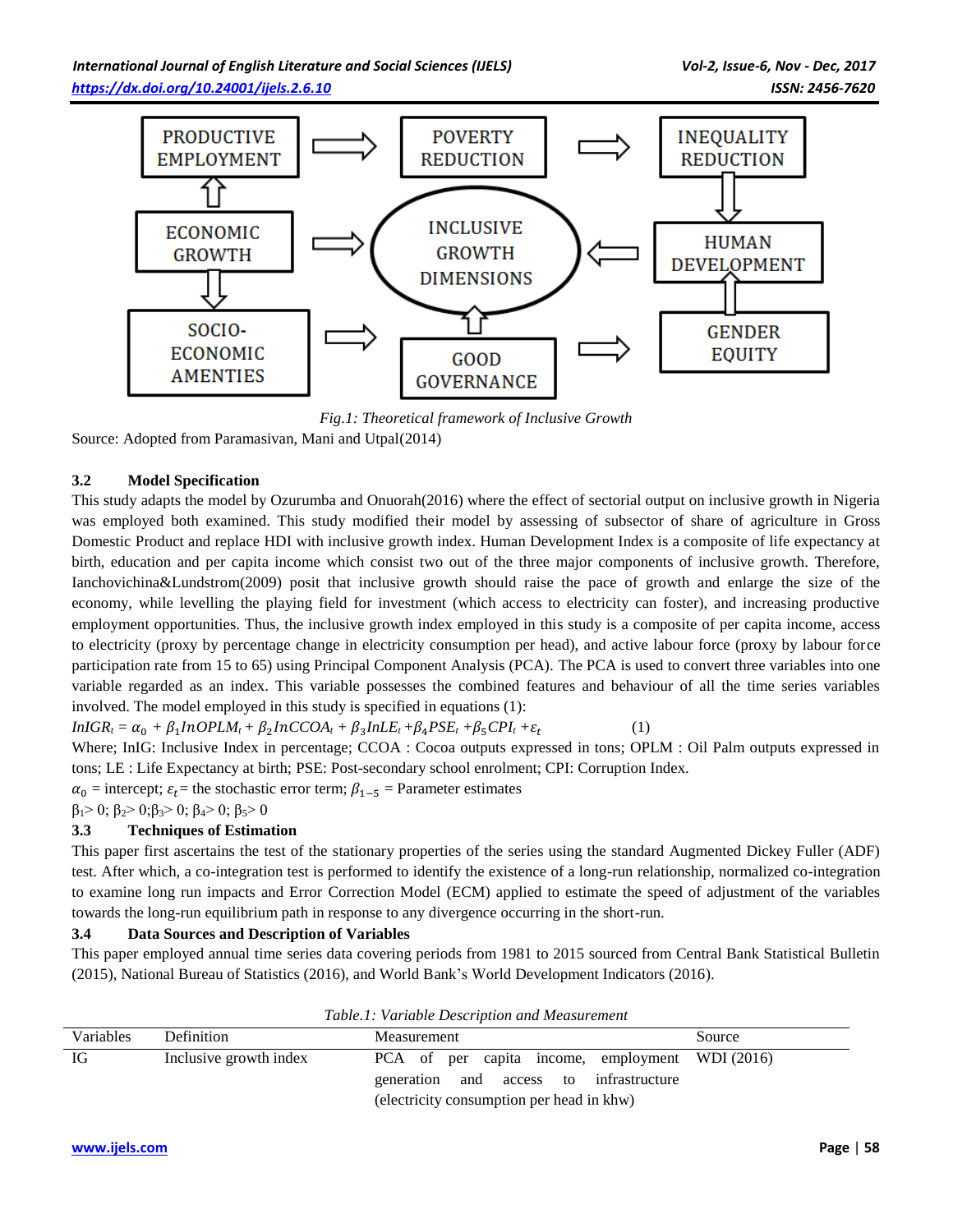PRODUCTIVE EMPLOYMENT

POVERTY REDUCTION

INEQUALITY REDUCTION

ECONOMIC GROWTH

INCLUSIVE GROWTH DIMENSIONS

HUMAN DEVELOPMENT

SOCIO-ECONOMIC AMENTIES

GOOD GOVERNANCE

GENDER EQUITY

*Fig.1: Theoretical framework of Inclusive Growth*

Source: Adopted from Paramasivan, Mani and Utpal(2014)

### 3.2 Model Specification

This study adapts the model by Ozurumba and Onuorah(2016) where the effect of sectorial output on inclusive growth in Nigeria was employed both examined. This study modified their model by assessing of subsector of share of agriculture in Gross Domestic Product and replace HDI with inclusive growth index. Human Development Index is a composite of life expectancy at birth, education and per capita income which consist two out of the three major components of inclusive growth. Therefore, Ianchovichina&Lundstrom(2009) posit that inclusive growth should raise the pace of growth and enlarge the size of the economy, while levelling the playing field for investment (which access to electricity can foster), and increasing productive employment opportunities. Thus, the inclusive growth index employed in this study is a composite of per capita income, access to electricity (proxy by percentage change in electricity consumption per head), and active labour force (proxy by labour force participation rate from 15 to 65) using Principal Component Analysis (PCA). The PCA is used to convert three variables into one variable regarded as an index. This variable possesses the combined features and behaviour of all the time series variables involved. The model employed in this study is specified in equations (1):

$$InIGR_t = \alpha_0 + \beta_1 InOPLM_t + \beta_2 InCCOA_t + \beta_3 InLE_t + \beta_4 PSE_t + \beta_5 CPI_t + \varepsilon_t \qquad (1)$$

Where; InIG: Inclusive Index in percentage; CCOA : Cocoa outputs expressed in tons; OPLM : Oil Palm outputs expressed in tons; LE : Life Expectancy at birth; PSE: Post-secondary school enrolment; CPI: Corruption Index.

$\alpha_0$ = intercept; $\varepsilon_t$ = the stochastic error term; $\beta_{1-5}$ = Parameter estimates

$\beta_1 > 0$; $\beta_2 > 0$; $\beta_3 > 0$; $\beta_4 > 0$; $\beta_5 > 0$

### 3.3 Techniques of Estimation

This paper first ascertains the test of the stationary properties of the series using the standard Augmented Dickey Fuller (ADF) test. After which, a co-integration test is performed to identify the existence of a long-run relationship, normalized co-integration to examine long run impacts and Error Correction Model (ECM) applied to estimate the speed of adjustment of the variables towards the long-run equilibrium path in response to any divergence occurring in the short-run.

### 3.4 Data Sources and Description of Variables

This paper employed annual time series data covering periods from 1981 to 2015 sourced from Central Bank Statistical Bulletin (2015), National Bureau of Statistics (2016), and World Bank's World Development Indicators (2016).

*Table.1: Variable Description and Measurement*

| Variables | Definition | Measurement | Source |
|---|---|---|---|
| IG | Inclusive growth index | PCA of per capita income, employment generation and access to infrastructure (electricity consumption per head in khw) | WDI (2016) |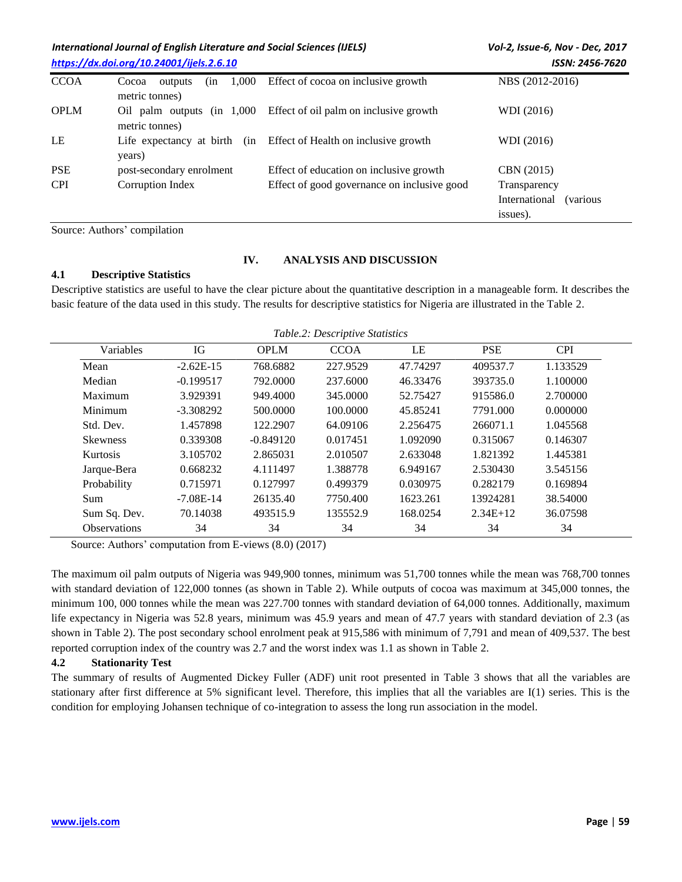| | | | |
|---|---|---|---|
| CCOA | Cocoa outputs (in 1,000 metric tonnes) | Effect of cocoa on inclusive growth | NBS (2012-2016) |
| OPLM | Oil palm outputs (in 1,000 metric tonnes) | Effect of oil palm on inclusive growth | WDI (2016) |
| LE | Life expectancy at birth (in years) | Effect of Health on inclusive growth | WDI (2016) |
| PSE | post-secondary enrolment | Effect of education on inclusive growth | CBN (2015) |
| CPI | Corruption Index | Effect of good governance on inclusive good | Transparency International (various issues). |

Source: Authors' compilation

# IV. ANALYSIS AND DISCUSSION

## 4.1 Descriptive Statistics

Descriptive statistics are useful to have the clear picture about the quantitative description in a manageable form. It describes the basic feature of the data used in this study. The results for descriptive statistics for Nigeria are illustrated in the Table 2.

*Table.2: Descriptive Statistics*

| Variables | IG | OPLM | CCOA | LE | PSE | CPI |
|---|---|---|---|---|---|---|
| Mean | -2.62E-15 | 768.6882 | 227.9529 | 47.74297 | 409537.7 | 1.133529 |
| Median | -0.199517 | 792.0000 | 237.6000 | 46.33476 | 393735.0 | 1.100000 |
| Maximum | 3.929391 | 949.4000 | 345.0000 | 52.75427 | 915586.0 | 2.700000 |
| Minimum | -3.308292 | 500.0000 | 100.0000 | 45.85241 | 7791.000 | 0.000000 |
| Std. Dev. | 1.457898 | 122.2907 | 64.09106 | 2.256475 | 266071.1 | 1.045568 |
| Skewness | 0.339308 | -0.849120 | 0.017451 | 1.092090 | 0.315067 | 0.146307 |
| Kurtosis | 3.105702 | 2.865031 | 2.010507 | 2.633048 | 1.821392 | 1.445381 |
| Jarque-Bera | 0.668232 | 4.111497 | 1.388778 | 6.949167 | 2.530430 | 3.545156 |
| Probability | 0.715971 | 0.127997 | 0.499379 | 0.030975 | 0.282179 | 0.169894 |
| Sum | -7.08E-14 | 26135.40 | 7750.400 | 1623.261 | 13924281 | 38.54000 |
| Sum Sq. Dev. | 70.14038 | 493515.9 | 135552.9 | 168.0254 | 2.34E+12 | 36.07598 |
| Observations | 34 | 34 | 34 | 34 | 34 | 34 |

Source: Authors' computation from E-views (8.0) (2017)

The maximum oil palm outputs of Nigeria was 949,900 tonnes, minimum was 51,700 tonnes while the mean was 768,700 tonnes with standard deviation of 122,000 tonnes (as shown in Table 2). While outputs of cocoa was maximum at 345,000 tonnes, the minimum 100, 000 tonnes while the mean was 227.700 tonnes with standard deviation of 64,000 tonnes. Additionally, maximum life expectancy in Nigeria was 52.8 years, minimum was 45.9 years and mean of 47.7 years with standard deviation of 2.3 (as shown in Table 2). The post secondary school enrolment peak at 915,586 with minimum of 7,791 and mean of 409,537. The best reported corruption index of the country was 2.7 and the worst index was 1.1 as shown in Table 2.

## 4.2 Stationarity Test

The summary of results of Augmented Dickey Fuller (ADF) unit root presented in Table 3 shows that all the variables are stationary after first difference at 5% significant level. Therefore, this implies that all the variables are I(1) series. This is the condition for employing Johansen technique of co-integration to assess the long run association in the model.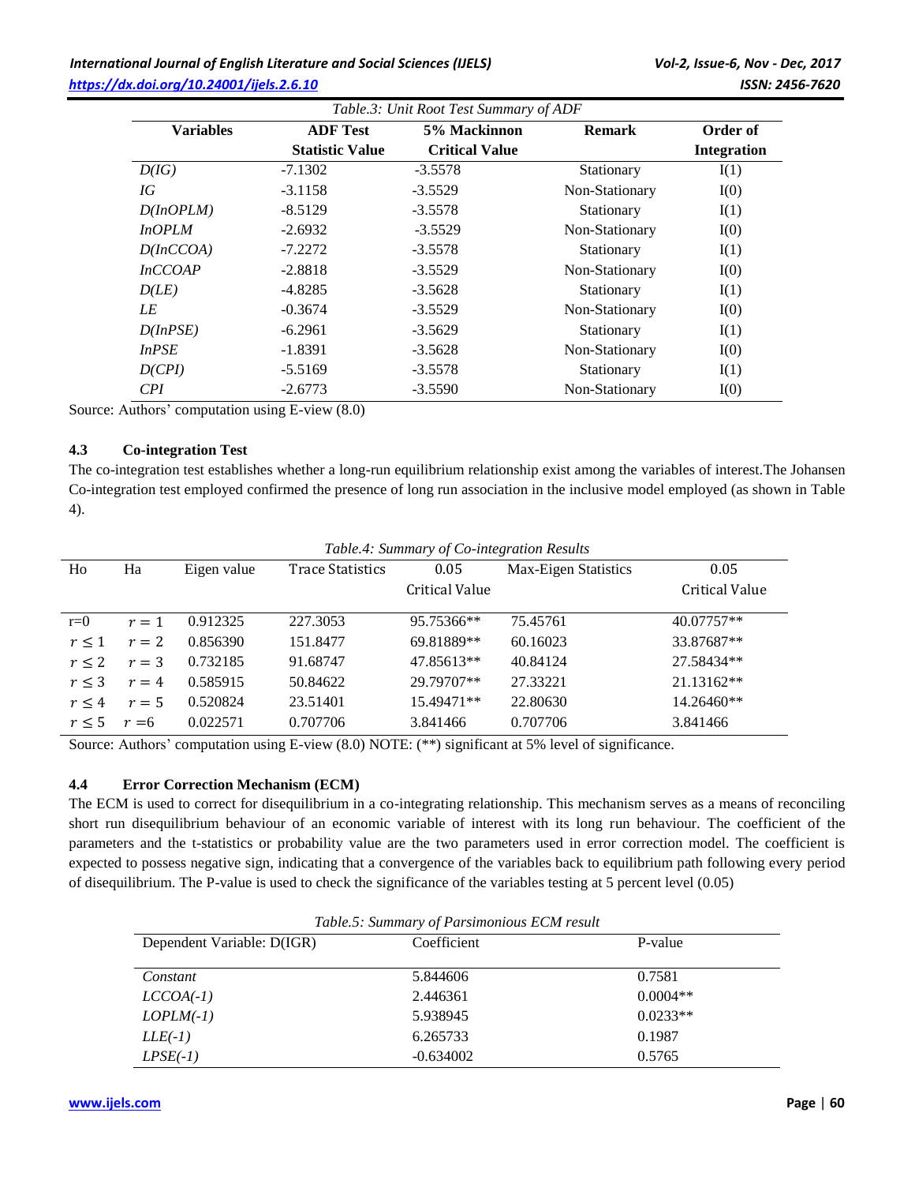*Table.3: Unit Root Test Summary of ADF*

| Variables | ADF Test Statistic Value | 5% Mackinnon Critical Value | Remark | Order of Integration |
|---|---|---|---|---|
| *D(IG)* | -7.1302 | -3.5578 | Stationary | I(1) |
| *IG* | -3.1158 | -3.5529 | Non-Stationary | I(0) |
| *D(InOPLM)* | -8.5129 | -3.5578 | Stationary | I(1) |
| *InOPLM* | -2.6932 | -3.5529 | Non-Stationary | I(0) |
| *D(InCCOA)* | -7.2272 | -3.5578 | Stationary | I(1) |
| *InCCOAP* | -2.8818 | -3.5529 | Non-Stationary | I(0) |
| *D(LE)* | -4.8285 | -3.5628 | Stationary | I(1) |
| *LE* | -0.3674 | -3.5529 | Non-Stationary | I(0) |
| *D(InPSE)* | -6.2961 | -3.5629 | Stationary | I(1) |
| *InPSE* | -1.8391 | -3.5628 | Non-Stationary | I(0) |
| *D(CPI)* | -5.5169 | -3.5578 | Stationary | I(1) |
| *CPI* | -2.6773 | -3.5590 | Non-Stationary | I(0) |

Source: Authors' computation using E-view (8.0)

### 4.3 Co-integration Test

The co-integration test establishes whether a long-run equilibrium relationship exist among the variables of interest.The Johansen Co-integration test employed confirmed the presence of long run association in the inclusive model employed (as shown in Table 4).

*Table.4: Summary of Co-integration Results*

| Ho | Ha | Eigen value | Trace Statistics | 0.05 Critical Value | Max-Eigen Statistics | 0.05 Critical Value |
|---|---|---|---|---|---|---|
| r=0 | $r = 1$ | 0.912325 | 227.3053 | 95.75366** | 75.45761 | 40.07757** |
| $r \leq 1$ | $r = 2$ | 0.856390 | 151.8477 | 69.81889** | 60.16023 | 33.87687** |
| $r \leq 2$ | $r = 3$ | 0.732185 | 91.68747 | 47.85613** | 40.84124 | 27.58434** |
| $r \leq 3$ | $r = 4$ | 0.585915 | 50.84622 | 29.79707** | 27.33221 | 21.13162** |
| $r \leq 4$ | $r = 5$ | 0.520824 | 23.51401 | 15.49471** | 22.80630 | 14.26460** |
| $r \leq 5$ | $r = 6$ | 0.022571 | 0.707706 | 3.841466 | 0.707706 | 3.841466 |

Source: Authors' computation using E-view (8.0) NOTE: (**) significant at 5% level of significance.

### 4.4 Error Correction Mechanism (ECM)

The ECM is used to correct for disequilibrium in a co-integrating relationship. This mechanism serves as a means of reconciling short run disequilibrium behaviour of an economic variable of interest with its long run behaviour. The coefficient of the parameters and the t-statistics or probability value are the two parameters used in error correction model. The coefficient is expected to possess negative sign, indicating that a convergence of the variables back to equilibrium path following every period of disequilibrium. The P-value is used to check the significance of the variables testing at 5 percent level (0.05)

*Table.5: Summary of Parsimonious ECM result*

| Dependent Variable: D(IGR) | Coefficient | P-value |
|---|---|---|
| *Constant* | 5.844606 | 0.7581 |
| *LCCOA(-1)* | 2.446361 | 0.0004** |
| *LOPLM(-1)* | 5.938945 | 0.0233** |
| *LLE(-1)* | 6.265733 | 0.1987 |
| *LPSE(-1)* | -0.634002 | 0.5765 |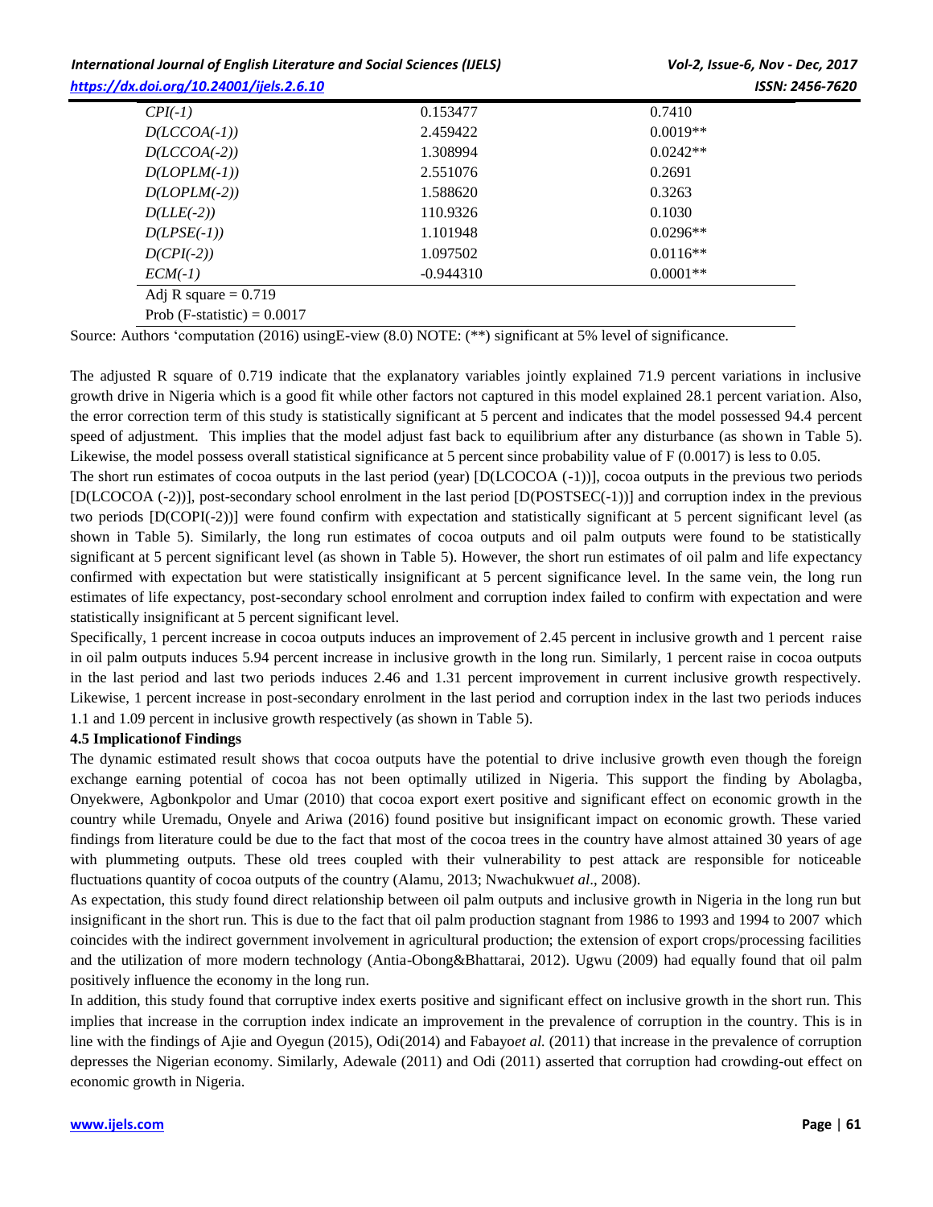| | | |
|---|---|---|
| *CPI(-1)* | 0.153477 | 0.7410 |
| *D(LCCOA(-1))* | 2.459422 | 0.0019** |
| *D(LCCOA(-2))* | 1.308994 | 0.0242** |
| *D(LOPLM(-1))* | 2.551076 | 0.2691 |
| *D(LOPLM(-2))* | 1.588620 | 0.3263 |
| *D(LLE(-2))* | 110.9326 | 0.1030 |
| *D(LPSE(-1))* | 1.101948 | 0.0296** |
| *D(CPI(-2))* | 1.097502 | 0.0116** |
| *ECM(-1)* | -0.944310 | 0.0001** |
| Adj R square = 0.719 | | |
| Prob (F-statistic) = 0.0017 | | |

Source: Authors 'computation (2016) usingE-view (8.0) NOTE: (**) significant at 5% level of significance.

The adjusted R square of 0.719 indicate that the explanatory variables jointly explained 71.9 percent variations in inclusive growth drive in Nigeria which is a good fit while other factors not captured in this model explained 28.1 percent variation. Also, the error correction term of this study is statistically significant at 5 percent and indicates that the model possessed 94.4 percent speed of adjustment. This implies that the model adjust fast back to equilibrium after any disturbance (as shown in Table 5). Likewise, the model possess overall statistical significance at 5 percent since probability value of F (0.0017) is less to 0.05.

The short run estimates of cocoa outputs in the last period (year) [D(LCOCOA (-1))], cocoa outputs in the previous two periods [D(LCOCOA (-2))], post-secondary school enrolment in the last period [D(POSTSEC(-1))] and corruption index in the previous two periods [D(COPI(-2))] were found confirm with expectation and statistically significant at 5 percent significant level (as shown in Table 5). Similarly, the long run estimates of cocoa outputs and oil palm outputs were found to be statistically significant at 5 percent significant level (as shown in Table 5). However, the short run estimates of oil palm and life expectancy confirmed with expectation but were statistically insignificant at 5 percent significance level. In the same vein, the long run estimates of life expectancy, post-secondary school enrolment and corruption index failed to confirm with expectation and were statistically insignificant at 5 percent significant level.

Specifically, 1 percent increase in cocoa outputs induces an improvement of 2.45 percent in inclusive growth and 1 percent raise in oil palm outputs induces 5.94 percent increase in inclusive growth in the long run. Similarly, 1 percent raise in cocoa outputs in the last period and last two periods induces 2.46 and 1.31 percent improvement in current inclusive growth respectively. Likewise, 1 percent increase in post-secondary enrolment in the last period and corruption index in the last two periods induces 1.1 and 1.09 percent in inclusive growth respectively (as shown in Table 5).

**4.5 Implicationof Findings**

The dynamic estimated result shows that cocoa outputs have the potential to drive inclusive growth even though the foreign exchange earning potential of cocoa has not been optimally utilized in Nigeria. This support the finding by Abolagba, Onyekwere, Agbonkpolor and Umar (2010) that cocoa export exert positive and significant effect on economic growth in the country while Uremadu, Onyele and Ariwa (2016) found positive but insignificant impact on economic growth. These varied findings from literature could be due to the fact that most of the cocoa trees in the country have almost attained 30 years of age with plummeting outputs. These old trees coupled with their vulnerability to pest attack are responsible for noticeable fluctuations quantity of cocoa outputs of the country (Alamu, 2013; Nwachukwu*et al.*, 2008).

As expectation, this study found direct relationship between oil palm outputs and inclusive growth in Nigeria in the long run but insignificant in the short run. This is due to the fact that oil palm production stagnant from 1986 to 1993 and 1994 to 2007 which coincides with the indirect government involvement in agricultural production; the extension of export crops/processing facilities and the utilization of more modern technology (Antia-Obong&Bhattarai, 2012). Ugwu (2009) had equally found that oil palm positively influence the economy in the long run.

In addition, this study found that corruptive index exerts positive and significant effect on inclusive growth in the short run. This implies that increase in the corruption index indicate an improvement in the prevalence of corruption in the country. This is in line with the findings of Ajie and Oyegun (2015), Odi(2014) and Fabayo*et al.* (2011) that increase in the prevalence of corruption depresses the Nigerian economy. Similarly, Adewale (2011) and Odi (2011) asserted that corruption had crowding-out effect on economic growth in Nigeria.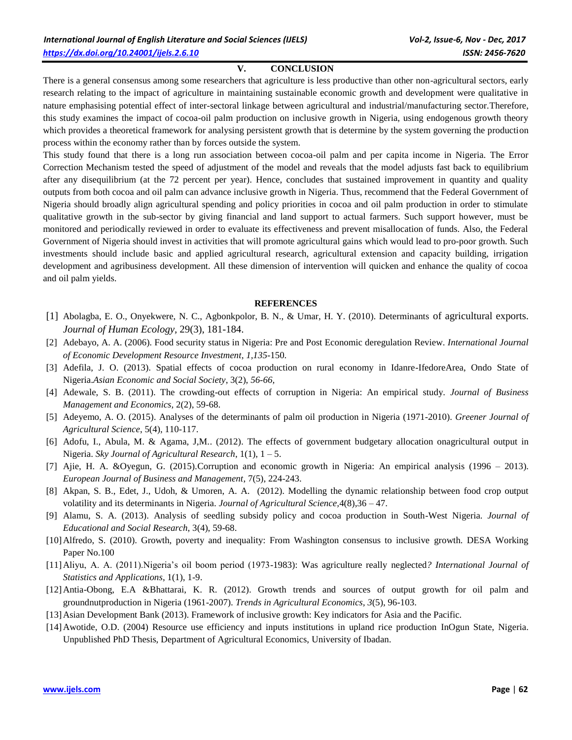## V. CONCLUSION

There is a general consensus among some researchers that agriculture is less productive than other non-agricultural sectors, early research relating to the impact of agriculture in maintaining sustainable economic growth and development were qualitative in nature emphasising potential effect of inter-sectoral linkage between agricultural and industrial/manufacturing sector.Therefore, this study examines the impact of cocoa-oil palm production on inclusive growth in Nigeria, using endogenous growth theory which provides a theoretical framework for analysing persistent growth that is determine by the system governing the production process within the economy rather than by forces outside the system.

This study found that there is a long run association between cocoa-oil palm and per capita income in Nigeria. The Error Correction Mechanism tested the speed of adjustment of the model and reveals that the model adjusts fast back to equilibrium after any disequilibrium (at the 72 percent per year). Hence, concludes that sustained improvement in quantity and quality outputs from both cocoa and oil palm can advance inclusive growth in Nigeria. Thus, recommend that the Federal Government of Nigeria should broadly align agricultural spending and policy priorities in cocoa and oil palm production in order to stimulate qualitative growth in the sub-sector by giving financial and land support to actual farmers. Such support however, must be monitored and periodically reviewed in order to evaluate its effectiveness and prevent misallocation of funds. Also, the Federal Government of Nigeria should invest in activities that will promote agricultural gains which would lead to pro-poor growth. Such investments should include basic and applied agricultural research, agricultural extension and capacity building, irrigation development and agribusiness development. All these dimension of intervention will quicken and enhance the quality of cocoa and oil palm yields.

## REFERENCES

[1] Abolagba, E. O., Onyekwere, N. C., Agbonkpolor, B. N., & Umar, H. Y. (2010). Determinants of agricultural exports. *Journal of Human Ecology*, 29(3), 181-184.

[2] Adebayo, A. A. (2006). Food security status in Nigeria: Pre and Post Economic deregulation Review. *International Journal of Economic Development Resource Investment, 1,135*-150.

[3] Adefila, J. O. (2013). Spatial effects of cocoa production on rural economy in Idanre-IfedoreArea, Ondo State of Nigeria.*Asian Economic and Social Society*, 3(2), *56-66,*

[4] Adewale, S. B. (2011). The crowding-out effects of corruption in Nigeria: An empirical study. *Journal of Business Management and Economics*, 2(2), 59-68.

[5] Adeyemo, A. O. (2015). Analyses of the determinants of palm oil production in Nigeria (1971-2010). *Greener Journal of Agricultural Science*, 5(4), 110-117.

[6] Adofu, I., Abula, M. & Agama, J,M.. (2012). The effects of government budgetary allocation onagricultural output in Nigeria. *Sky Journal of Agricultural Research*, 1(1), 1 – 5.

[7] Ajie, H. A. &Oyegun, G. (2015).Corruption and economic growth in Nigeria: An empirical analysis (1996 – 2013). *European Journal of Business and Management*, 7(5), 224-243.

[8] Akpan, S. B., Edet, J., Udoh, & Umoren, A. A. (2012). Modelling the dynamic relationship between food crop output volatility and its determinants in Nigeria. *Journal of Agricultural Science,*4(8),36 – 47.

[9] Alamu, S. A. (2013). Analysis of seedling subsidy policy and cocoa production in South-West Nigeria. *Journal of Educational and Social Research*, 3(4), 59-68.

[10] Alfredo, S. (2010). Growth, poverty and inequality: From Washington consensus to inclusive growth. DESA Working Paper No.100

[11] Aliyu, A. A. (2011).Nigeria's oil boom period (1973-1983): Was agriculture really neglected*? International Journal of Statistics and Applications*, 1(1), 1-9.

[12] Antia-Obong, E.A &Bhattarai, K. R. (2012). Growth trends and sources of output growth for oil palm and groundnutproduction in Nigeria (1961-2007). *Trends in Agricultural Economics, 3*(5), 96-103.

[13] Asian Development Bank (2013). Framework of inclusive growth: Key indicators for Asia and the Pacific.

[14] Awotide, O.D. (2004) Resource use efficiency and inputs institutions in upland rice production InOgun State, Nigeria. Unpublished PhD Thesis, Department of Agricultural Economics, University of Ibadan.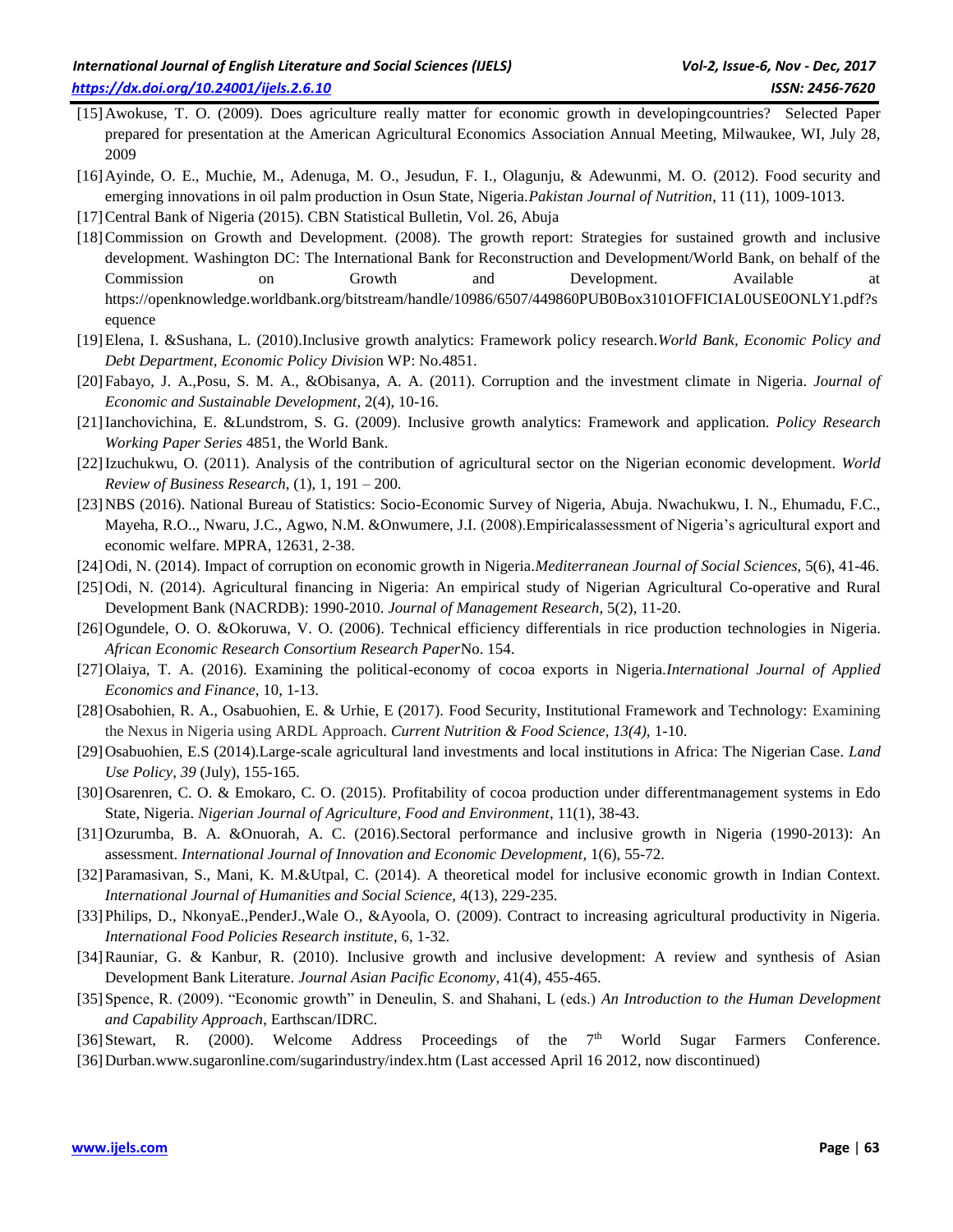[15] Awokuse, T. O. (2009). Does agriculture really matter for economic growth in developingcountries? Selected Paper prepared for presentation at the American Agricultural Economics Association Annual Meeting, Milwaukee, WI, July 28, 2009

[16] Ayinde, O. E., Muchie, M., Adenuga, M. O., Jesudun, F. I., Olagunju, & Adewunmi, M. O. (2012). Food security and emerging innovations in oil palm production in Osun State, Nigeria.*Pakistan Journal of Nutrition*, 11 (11), 1009-1013.

[17] Central Bank of Nigeria (2015). CBN Statistical Bulletin, Vol. 26, Abuja

[18] Commission on Growth and Development. (2008). The growth report: Strategies for sustained growth and inclusive development. Washington DC: The International Bank for Reconstruction and Development/World Bank, on behalf of the Commission on Growth and Development. Available at https://openknowledge.worldbank.org/bitstream/handle/10986/6507/449860PUB0Box3101OFFICIAL0USE0ONLY1.pdf?sequence

[19] Elena, I. &Sushana, L. (2010).Inclusive growth analytics: Framework policy research.*World Bank, Economic Policy and Debt Department, Economic Policy Divisio*n WP: No.4851.

[20] Fabayo, J. A.,Posu, S. M. A., &Obisanya, A. A. (2011). Corruption and the investment climate in Nigeria. *Journal of Economic and Sustainable Development*, 2(4), 10-16.

[21] Ianchovichina, E. &Lundstrom, S. G. (2009). Inclusive growth analytics: Framework and application. *Policy Research Working Paper Series* 4851, the World Bank.

[22] Izuchukwu, O. (2011). Analysis of the contribution of agricultural sector on the Nigerian economic development. *World Review of Business Research*, (1), 1, 191 – 200.

[23] NBS (2016). National Bureau of Statistics: Socio-Economic Survey of Nigeria, Abuja. Nwachukwu, I. N., Ehumadu, F.C., Mayeha, R.O.., Nwaru, J.C., Agwo, N.M. &Onwumere, J.I. (2008).Empiricalassessment of Nigeria's agricultural export and economic welfare. MPRA, 12631, 2-38.

[24] Odi, N. (2014). Impact of corruption on economic growth in Nigeria.*Mediterranean Journal of Social Sciences,* 5(6), 41-46.

[25] Odi, N. (2014). Agricultural financing in Nigeria: An empirical study of Nigerian Agricultural Co-operative and Rural Development Bank (NACRDB): 1990-2010. *Journal of Management Research,* 5(2), 11-20.

[26] Ogundele, O. O. &Okoruwa, V. O. (2006). Technical efficiency differentials in rice production technologies in Nigeria. *African Economic Research Consortium Research Paper*No. 154.

[27] Olaiya, T. A. (2016). Examining the political-economy of cocoa exports in Nigeria.*International Journal of Applied Economics and Finance*, 10, 1-13.

[28] Osabohien, R. A., Osabuohien, E. & Urhie, E (2017). Food Security, Institutional Framework and Technology: Examining the Nexus in Nigeria using ARDL Approach. *Current Nutrition & Food Science, 13(4),* 1-10.

[29] Osabuohien, E.S (2014).Large-scale agricultural land investments and local institutions in Africa: The Nigerian Case. *Land Use Policy*, *39* (July), 155-165.

[30] Osarenren, C. O. & Emokaro, C. O. (2015). Profitability of cocoa production under differentmanagement systems in Edo State, Nigeria. *Nigerian Journal of Agriculture, Food and Environment*, 11(1), 38-43.

[31] Ozurumba, B. A. &Onuorah, A. C. (2016).Sectoral performance and inclusive growth in Nigeria (1990-2013): An assessment. *International Journal of Innovation and Economic Development,* 1(6), 55-72.

[32] Paramasivan, S., Mani, K. M.&Utpal, C. (2014). A theoretical model for inclusive economic growth in Indian Context. *International Journal of Humanities and Social Science,* 4(13), 229-235.

[33] Philips, D., NkonyaE.,PenderJ.,Wale O., &Ayoola, O. (2009). Contract to increasing agricultural productivity in Nigeria. *International Food Policies Research institute*, 6, 1-32.

[34] Rauniar, G. & Kanbur, R. (2010). Inclusive growth and inclusive development: A review and synthesis of Asian Development Bank Literature. *Journal Asian Pacific Economy*, 41(4), 455-465.

[35] Spence, R. (2009). "Economic growth" in Deneulin, S. and Shahani, L (eds.) *An Introduction to the Human Development and Capability Approach,* Earthscan/IDRC.

[36] Stewart, R. (2000). Welcome Address Proceedings of the 7th World Sugar Farmers Conference.

[36] Durban.www.sugaronline.com/sugarindustry/index.htm (Last accessed April 16 2012, now discontinued)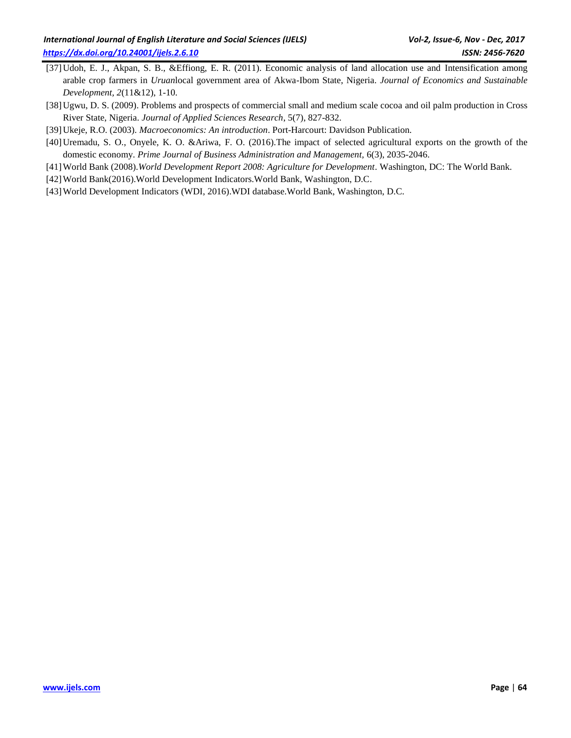[37] Udoh, E. J., Akpan, S. B., &Effiong, E. R. (2011). Economic analysis of land allocation use and Intensification among arable crop farmers in *Uruan*local government area of Akwa-Ibom State, Nigeria. *Journal of Economics and Sustainable Development, 2*(11&12), 1-10.

[38] Ugwu, D. S. (2009). Problems and prospects of commercial small and medium scale cocoa and oil palm production in Cross River State, Nigeria. *Journal of Applied Sciences Research*, 5(7), 827-832.

[39] Ukeje, R.O. (2003). *Macroeconomics: An introduction*. Port-Harcourt: Davidson Publication.

[40] Uremadu, S. O., Onyele, K. O. &Ariwa, F. O. (2016).The impact of selected agricultural exports on the growth of the domestic economy. *Prime Journal of Business Administration and Management,* 6(3), 2035-2046.

[41] World Bank (2008).*World Development Report 2008: Agriculture for Development*. Washington, DC: The World Bank.

[42] World Bank(2016).World Development Indicators.World Bank, Washington, D.C.

[43] World Development Indicators (WDI, 2016).WDI database.World Bank, Washington, D.C.